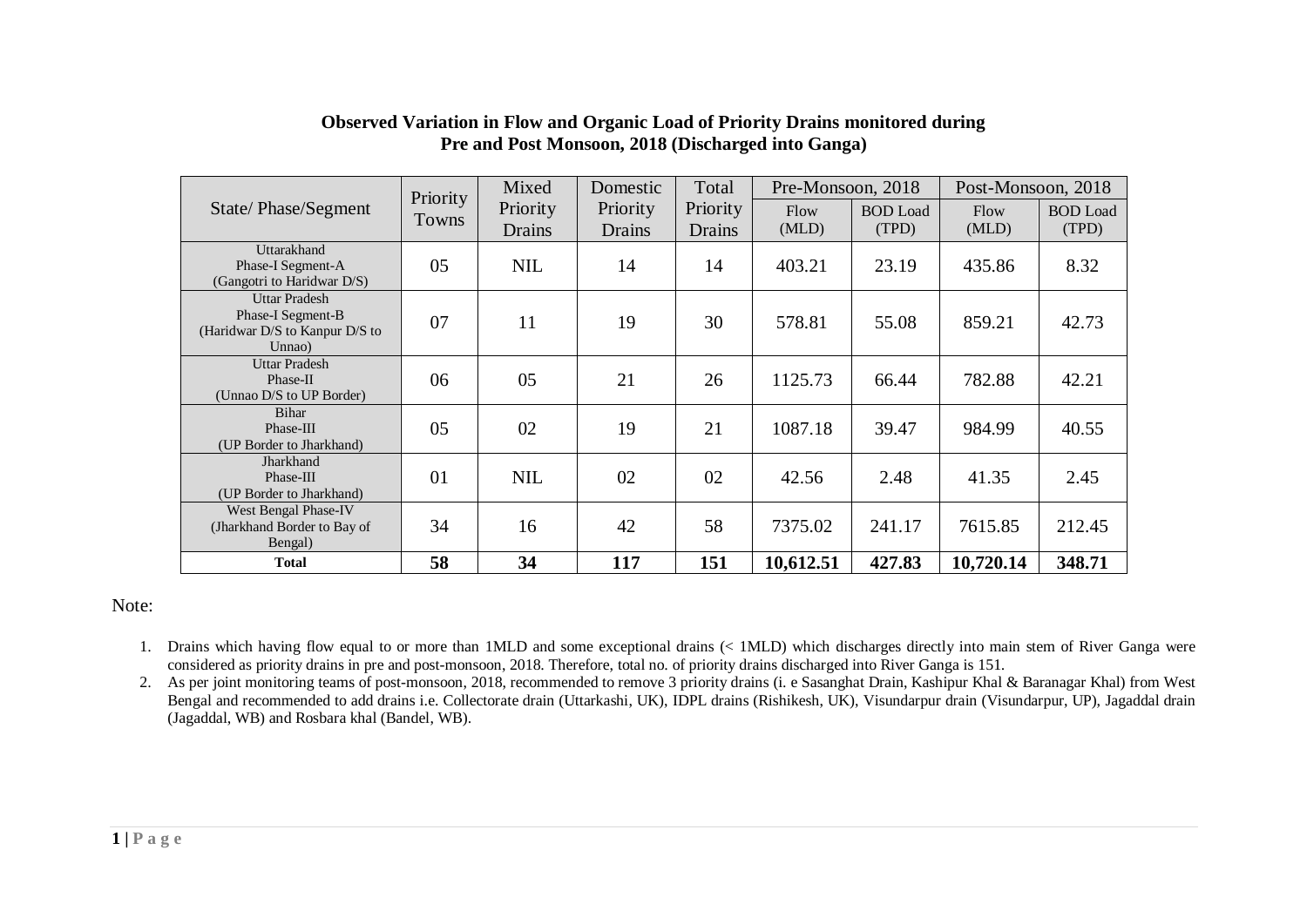**Observed Variation in Flow and Organic Load of Priority Drains monitored during Pre and Post Monsoon, 2018 (Discharged into Ganga)**

| State/ Phase/Segment | Priority Towns | Mixed Priority Drains | Domestic Priority Drains | Total Priority Drains | Pre-Monsoon, 2018 | | Post-Monsoon, 2018 | |
|---|---|---|---|---|---|---|---|---|
| | | | | | Flow (MLD) | BOD Load (TPD) | Flow (MLD) | BOD Load (TPD) |
| Uttarakhand Phase-I Segment-A (Gangotri to Haridwar D/S) | 05 | NIL | 14 | 14 | 403.21 | 23.19 | 435.86 | 8.32 |
| Uttar Pradesh Phase-I Segment-B (Haridwar D/S to Kanpur D/S to Unnao) | 07 | 11 | 19 | 30 | 578.81 | 55.08 | 859.21 | 42.73 |
| Uttar Pradesh Phase-II (Unnao D/S to UP Border) | 06 | 05 | 21 | 26 | 1125.73 | 66.44 | 782.88 | 42.21 |
| Bihar Phase-III (UP Border to Jharkhand) | 05 | 02 | 19 | 21 | 1087.18 | 39.47 | 984.99 | 40.55 |
| Jharkhand Phase-III (UP Border to Jharkhand) | 01 | NIL | 02 | 02 | 42.56 | 2.48 | 41.35 | 2.45 |
| West Bengal Phase-IV (Jharkhand Border to Bay of Bengal) | 34 | 16 | 42 | 58 | 7375.02 | 241.17 | 7615.85 | 212.45 |
| **Total** | **58** | **34** | **117** | **151** | **10,612.51** | **427.83** | **10,720.14** | **348.71** |

Note:

1. Drains which having flow equal to or more than 1MLD and some exceptional drains (< 1MLD) which discharges directly into main stem of River Ganga were considered as priority drains in pre and post-monsoon, 2018. Therefore, total no. of priority drains discharged into River Ganga is 151.
2. As per joint monitoring teams of post-monsoon, 2018, recommended to remove 3 priority drains (i. e Sasanghat Drain, Kashipur Khal & Baranagar Khal) from West Bengal and recommended to add drains i.e. Collectorate drain (Uttarkashi, UK), IDPL drains (Rishikesh, UK), Visundarpur drain (Visundarpur, UP), Jagaddal drain (Jagaddal, WB) and Rosbara khal (Bandel, WB).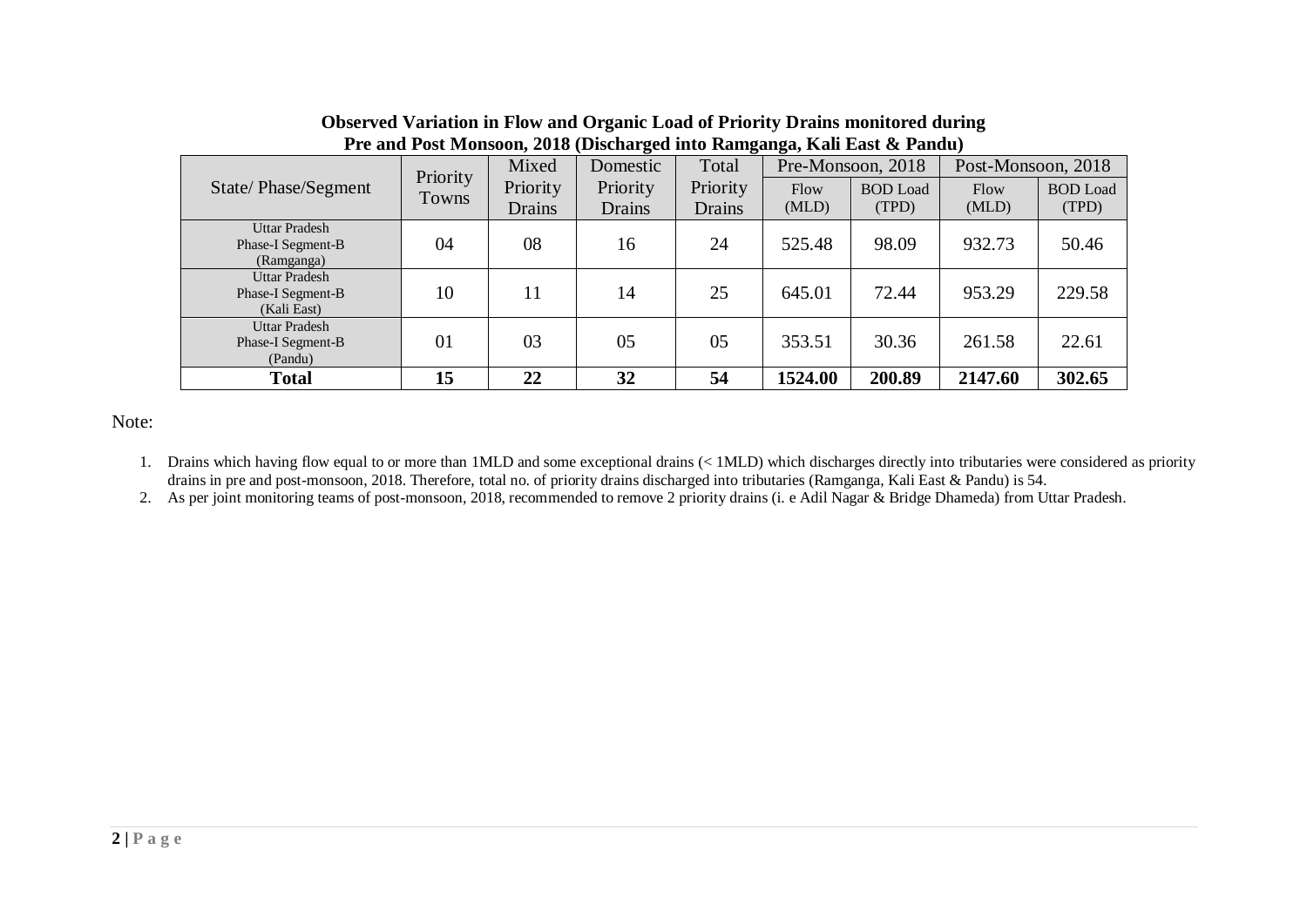**Observed Variation in Flow and Organic Load of Priority Drains monitored during Pre and Post Monsoon, 2018 (Discharged into Ramganga, Kali East & Pandu)**

| State/ Phase/Segment | Priority Towns | Mixed Priority Drains | Domestic Priority Drains | Total Priority Drains | Pre-Monsoon, 2018 | | Post-Monsoon, 2018 | |
|---|---|---|---|---|---|---|---|---|
| | | | | | Flow (MLD) | BOD Load (TPD) | Flow (MLD) | BOD Load (TPD) |
| Uttar Pradesh Phase-I Segment-B (Ramganga) | 04 | 08 | 16 | 24 | 525.48 | 98.09 | 932.73 | 50.46 |
| Uttar Pradesh Phase-I Segment-B (Kali East) | 10 | 11 | 14 | 25 | 645.01 | 72.44 | 953.29 | 229.58 |
| Uttar Pradesh Phase-I Segment-B (Pandu) | 01 | 03 | 05 | 05 | 353.51 | 30.36 | 261.58 | 22.61 |
| **Total** | **15** | **22** | **32** | **54** | **1524.00** | **200.89** | **2147.60** | **302.65** |

Note:

1. Drains which having flow equal to or more than 1MLD and some exceptional drains (< 1MLD) which discharges directly into tributaries were considered as priority drains in pre and post-monsoon, 2018. Therefore, total no. of priority drains discharged into tributaries (Ramganga, Kali East & Pandu) is 54.
2. As per joint monitoring teams of post-monsoon, 2018, recommended to remove 2 priority drains (i. e Adil Nagar & Bridge Dhameda) from Uttar Pradesh.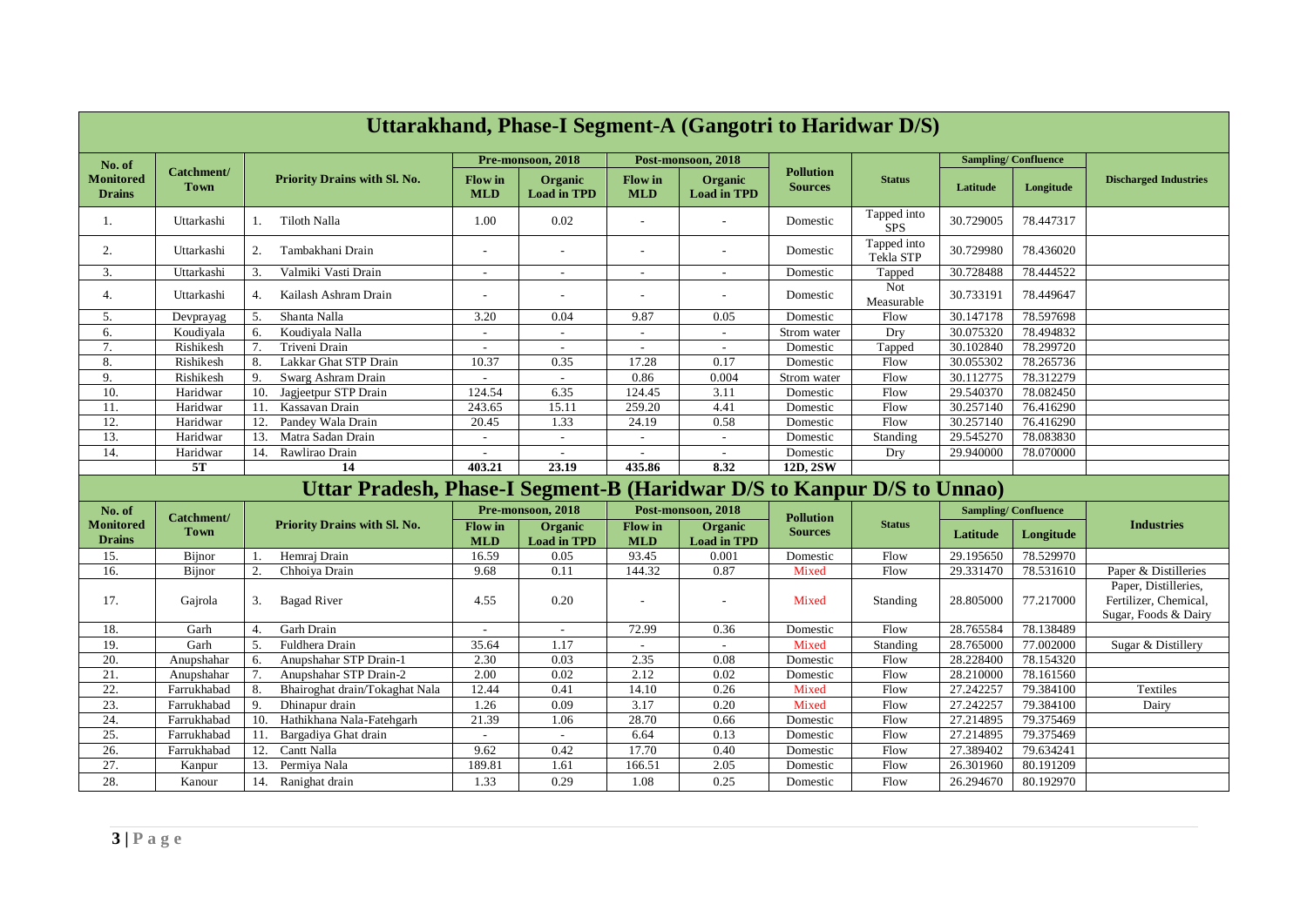## Uttarakhand, Phase-I Segment-A (Gangotri to Haridwar D/S)

| No. of Monitored Drains | Catchment/ Town | Priority Drains with Sl. No. | Pre-monsoon, 2018 | | Post-monsoon, 2018 | | Pollution Sources | Status | Sampling/ Confluence | | Discharged Industries |
|---|---|---|---|---|---|---|---|---|---|---|---|
| | | | Flow in MLD | Organic Load in TPD | Flow in MLD | Organic Load in TPD | | | Latitude | Longitude | |
| 1. | Uttarkashi | 1. Tiloth Nalla | 1.00 | 0.02 | - | - | Domestic | Tapped into SPS | 30.729005 | 78.447317 | |
| 2. | Uttarkashi | 2. Tambakhani Drain | - | - | - | - | Domestic | Tapped into Tekla STP | 30.729980 | 78.436020 | |
| 3. | Uttarkashi | 3. Valmiki Vasti Drain | - | - | - | - | Domestic | Tapped | 30.728488 | 78.444522 | |
| 4. | Uttarkashi | 4. Kailash Ashram Drain | - | - | - | - | Domestic | Not Measurable | 30.733191 | 78.449647 | |
| 5. | Devprayag | 5. Shanta Nalla | 3.20 | 0.04 | 9.87 | 0.05 | Domestic | Flow | 30.147178 | 78.597698 | |
| 6. | Koudiyala | 6. Koudiyala Nalla | - | - | - | - | Strom water | Dry | 30.075320 | 78.494832 | |
| 7. | Rishikesh | 7. Triveni Drain | - | - | - | - | Domestic | Tapped | 30.102840 | 78.299720 | |
| 8. | Rishikesh | 8. Lakkar Ghat STP Drain | 10.37 | 0.35 | 17.28 | 0.17 | Domestic | Flow | 30.055302 | 78.265736 | |
| 9. | Rishikesh | 9. Swarg Ashram Drain | - | - | 0.86 | 0.004 | Strom water | Flow | 30.112775 | 78.312279 | |
| 10. | Haridwar | 10. Jagjeetpur STP Drain | 124.54 | 6.35 | 124.45 | 3.11 | Domestic | Flow | 29.540370 | 78.082450 | |
| 11. | Haridwar | 11. Kassavan Drain | 243.65 | 15.11 | 259.20 | 4.41 | Domestic | Flow | 30.257140 | 76.416290 | |
| 12. | Haridwar | 12. Pandey Wala Drain | 20.45 | 1.33 | 24.19 | 0.58 | Domestic | Flow | 30.257140 | 76.416290 | |
| 13. | Haridwar | 13. Matra Sadan Drain | - | - | - | - | Domestic | Standing | 29.545270 | 78.083830 | |
| 14. | Haridwar | 14. Rawlirao Drain | - | - | - | - | Domestic | Dry | 29.940000 | 78.070000 | |
| | **5T** | **14** | **403.21** | **23.19** | **435.86** | **8.32** | **12D, 2SW** | | | | |

## Uttar Pradesh, Phase-I Segment-B (Haridwar D/S to Kanpur D/S to Unnao)

| No. of Monitored Drains | Catchment/ Town | Priority Drains with Sl. No. | Pre-monsoon, 2018 | | Post-monsoon, 2018 | | Pollution Sources | Status | Sampling/ Confluence | | Industries |
|---|---|---|---|---|---|---|---|---|---|---|---|
| | | | Flow in MLD | Organic Load in TPD | Flow in MLD | Organic Load in TPD | | | Latitude | Longitude | |
| 15. | Bijnor | 1. Hemraj Drain | 16.59 | 0.05 | 93.45 | 0.001 | Domestic | Flow | 29.195650 | 78.529970 | |
| 16. | Bijnor | 2. Chhoiya Drain | 9.68 | 0.11 | 144.32 | 0.87 | Mixed | Flow | 29.331470 | 78.531610 | Paper & Distilleries |
| 17. | Gajrola | 3. Bagad River | 4.55 | 0.20 | - | - | Mixed | Standing | 28.805000 | 77.217000 | Paper, Distilleries, Fertilizer, Chemical, Sugar, Foods & Dairy |
| 18. | Garh | 4. Garh Drain | - | - | 72.99 | 0.36 | Domestic | Flow | 28.765584 | 78.138489 | |
| 19. | Garh | 5. Fuldhera Drain | 35.64 | 1.17 | - | - | Mixed | Standing | 28.765000 | 77.002000 | Sugar & Distillery |
| 20. | Anupshahar | 6. Anupshahar STP Drain-1 | 2.30 | 0.03 | 2.35 | 0.08 | Domestic | Flow | 28.228400 | 78.154320 | |
| 21. | Anupshahar | 7. Anupshahar STP Drain-2 | 2.00 | 0.02 | 2.12 | 0.02 | Domestic | Flow | 28.210000 | 78.161560 | |
| 22. | Farrukhabad | 8. Bhairoghat drain/Tokaghat Nala | 12.44 | 0.41 | 14.10 | 0.26 | Mixed | Flow | 27.242257 | 79.384100 | Textiles |
| 23. | Farrukhabad | 9. Dhinapur drain | 1.26 | 0.09 | 3.17 | 0.20 | Mixed | Flow | 27.242257 | 79.384100 | Dairy |
| 24. | Farrukhabad | 10. Hathikhana Nala-Fatehgarh | 21.39 | 1.06 | 28.70 | 0.66 | Domestic | Flow | 27.214895 | 79.375469 | |
| 25. | Farrukhabad | 11. Bargadiya Ghat drain | - | - | 6.64 | 0.13 | Domestic | Flow | 27.214895 | 79.375469 | |
| 26. | Farrukhabad | 12. Cantt Nalla | 9.62 | 0.42 | 17.70 | 0.40 | Domestic | Flow | 27.389402 | 79.634241 | |
| 27. | Kanpur | 13. Permiya Nala | 189.81 | 1.61 | 166.51 | 2.05 | Domestic | Flow | 26.301960 | 80.191209 | |
| 28. | Kanour | 14. Ranighat drain | 1.33 | 0.29 | 1.08 | 0.25 | Domestic | Flow | 26.294670 | 80.192970 | |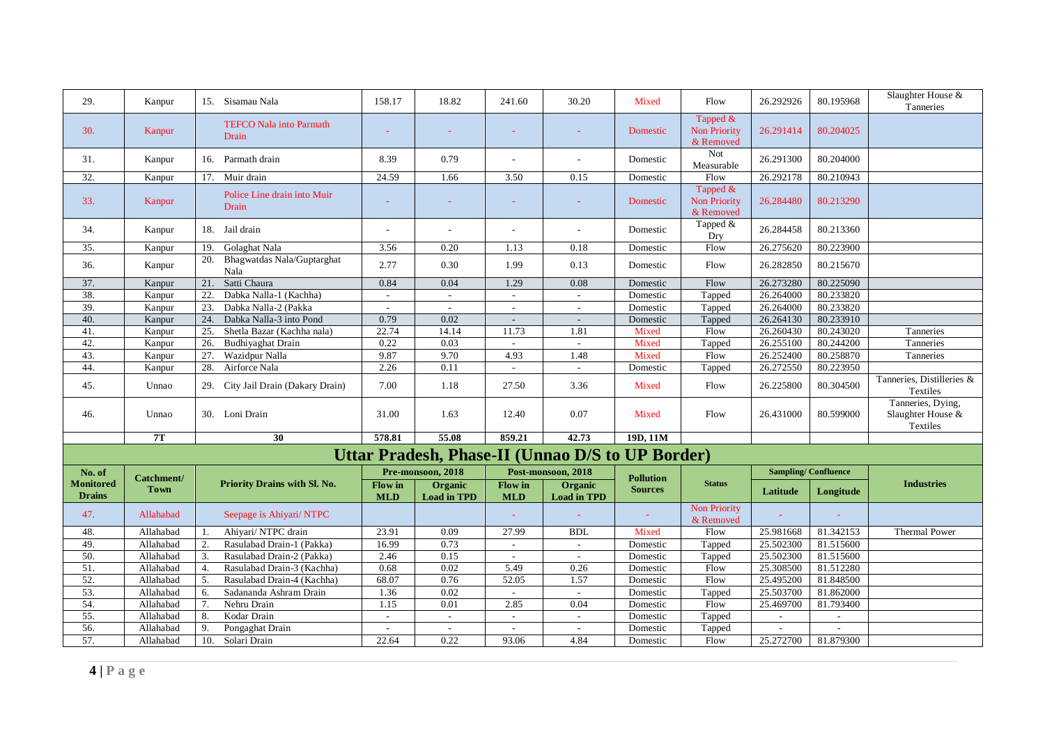| 29. | Kanpur | 15. Sisamau Nala | 158.17 | 18.82 | 241.60 | 30.20 | Mixed | Flow | 26.292926 | 80.195968 | Slaughter House & Tanneries |
|---|---|---|---|---|---|---|---|---|---|---|---|
| 30. | Kanpur | TEFCO Nala into Parmath Drain | - | - | - | - | Domestic | Tapped & Non Priority & Removed | 26.291414 | 80.204025 | |
| 31. | Kanpur | 16. Parmath drain | 8.39 | 0.79 | - | - | Domestic | Not Measurable | 26.291300 | 80.204000 | |
| 32. | Kanpur | 17. Muir drain | 24.59 | 1.66 | 3.50 | 0.15 | Domestic | Flow | 26.292178 | 80.210943 | |
| 33. | Kanpur | Police Line drain into Muir Drain | - | - | - | - | Domestic | Tapped & Non Priority & Removed | 26.284480 | 80.213290 | |
| 34. | Kanpur | 18. Jail drain | - | - | - | - | Domestic | Tapped & Dry | 26.284458 | 80.213360 | |
| 35. | Kanpur | 19. Golaghat Nala | 3.56 | 0.20 | 1.13 | 0.18 | Domestic | Flow | 26.275620 | 80.223900 | |
| 36. | Kanpur | 20. Bhagwatdas Nala/Guptarghat Nala | 2.77 | 0.30 | 1.99 | 0.13 | Domestic | Flow | 26.282850 | 80.215670 | |
| 37. | Kanpur | 21. Satti Chaura | 0.84 | 0.04 | 1.29 | 0.08 | Domestic | Flow | 26.273280 | 80.225090 | |
| 38. | Kanpur | 22. Dabka Nalla-1 (Kachha) | - | - | - | - | Domestic | Tapped | 26.264000 | 80.233820 | |
| 39. | Kanpur | 23. Dabka Nalla-2 (Pakka | - | - | - | - | Domestic | Tapped | 26.264000 | 80.233820 | |
| 40. | Kanpur | 24. Dabka Nalla-3 into Pond | 0.79 | 0.02 | - | - | Domestic | Tapped | 26.264130 | 80.233910 | |
| 41. | Kanpur | 25. Shetla Bazar (Kachha nala) | 22.74 | 14.14 | 11.73 | 1.81 | Mixed | Flow | 26.260430 | 80.243020 | Tanneries |
| 42. | Kanpur | 26. Budhiyaghat Drain | 0.22 | 0.03 | - | - | Mixed | Tapped | 26.255100 | 80.244200 | Tanneries |
| 43. | Kanpur | 27. Wazidpur Nalla | 9.87 | 9.70 | 4.93 | 1.48 | Mixed | Flow | 26.252400 | 80.258870 | Tanneries |
| 44. | Kanpur | 28. Airforce Nala | 2.26 | 0.11 | - | - | Domestic | Tapped | 26.272550 | 80.223950 | |
| 45. | Unnao | 29. City Jail Drain (Dakary Drain) | 7.00 | 1.18 | 27.50 | 3.36 | Mixed | Flow | 26.225800 | 80.304500 | Tanneries, Distilleries & Textiles |
| 46. | Unnao | 30. Loni Drain | 31.00 | 1.63 | 12.40 | 0.07 | Mixed | Flow | 26.431000 | 80.599000 | Tanneries, Dying, Slaughter House & Textiles |
| | **7T** | **30** | **578.81** | **55.08** | **859.21** | **42.73** | **19D, 11M** | | | | |

## Uttar Pradesh, Phase-II (Unnao D/S to UP Border)

| No. of Monitored Drains | Catchment/ Town | Priority Drains with Sl. No. | Pre-monsoon, 2018 | | Post-monsoon, 2018 | | Pollution Sources | Status | Sampling/ Confluence | | Industries |
|---|---|---|---|---|---|---|---|---|---|---|---|
| | | | Flow in MLD | Organic Load in TPD | Flow in MLD | Organic Load in TPD | | | Latitude | Longitude | |
| 47. | Allahabad | Seepage is Ahiyari/ NTPC | | | - | - | - | Non Priority & Removed | - | - | |
| 48. | Allahabad | 1. Ahiyari/ NTPC drain | 23.91 | 0.09 | 27.99 | BDL | Mixed | Flow | 25.981668 | 81.342153 | Thermal Power |
| 49. | Allahabad | 2. Rasulabad Drain-1 (Pakka) | 16.99 | 0.73 | - | - | Domestic | Tapped | 25.502300 | 81.515600 | |
| 50. | Allahabad | 3. Rasulabad Drain-2 (Pakka) | 2.46 | 0.15 | - | - | Domestic | Tapped | 25.502300 | 81.515600 | |
| 51. | Allahabad | 4. Rasulabad Drain-3 (Kachha) | 0.68 | 0.02 | 5.49 | 0.26 | Domestic | Flow | 25.308500 | 81.512280 | |
| 52. | Allahabad | 5. Rasulabad Drain-4 (Kachha) | 68.07 | 0.76 | 52.05 | 1.57 | Domestic | Flow | 25.495200 | 81.848500 | |
| 53. | Allahabad | 6. Sadananda Ashram Drain | 1.36 | 0.02 | - | - | Domestic | Tapped | 25.503700 | 81.862000 | |
| 54. | Allahabad | 7. Nehru Drain | 1.15 | 0.01 | 2.85 | 0.04 | Domestic | Flow | 25.469700 | 81.793400 | |
| 55. | Allahabad | 8. Kodar Drain | - | - | - | - | Domestic | Tapped | - | - | |
| 56. | Allahabad | 9. Pongaghat Drain | - | - | - | - | Domestic | Tapped | - | - | |
| 57. | Allahabad | 10. Solari Drain | 22.64 | 0.22 | 93.06 | 4.84 | Domestic | Flow | 25.272700 | 81.879300 | |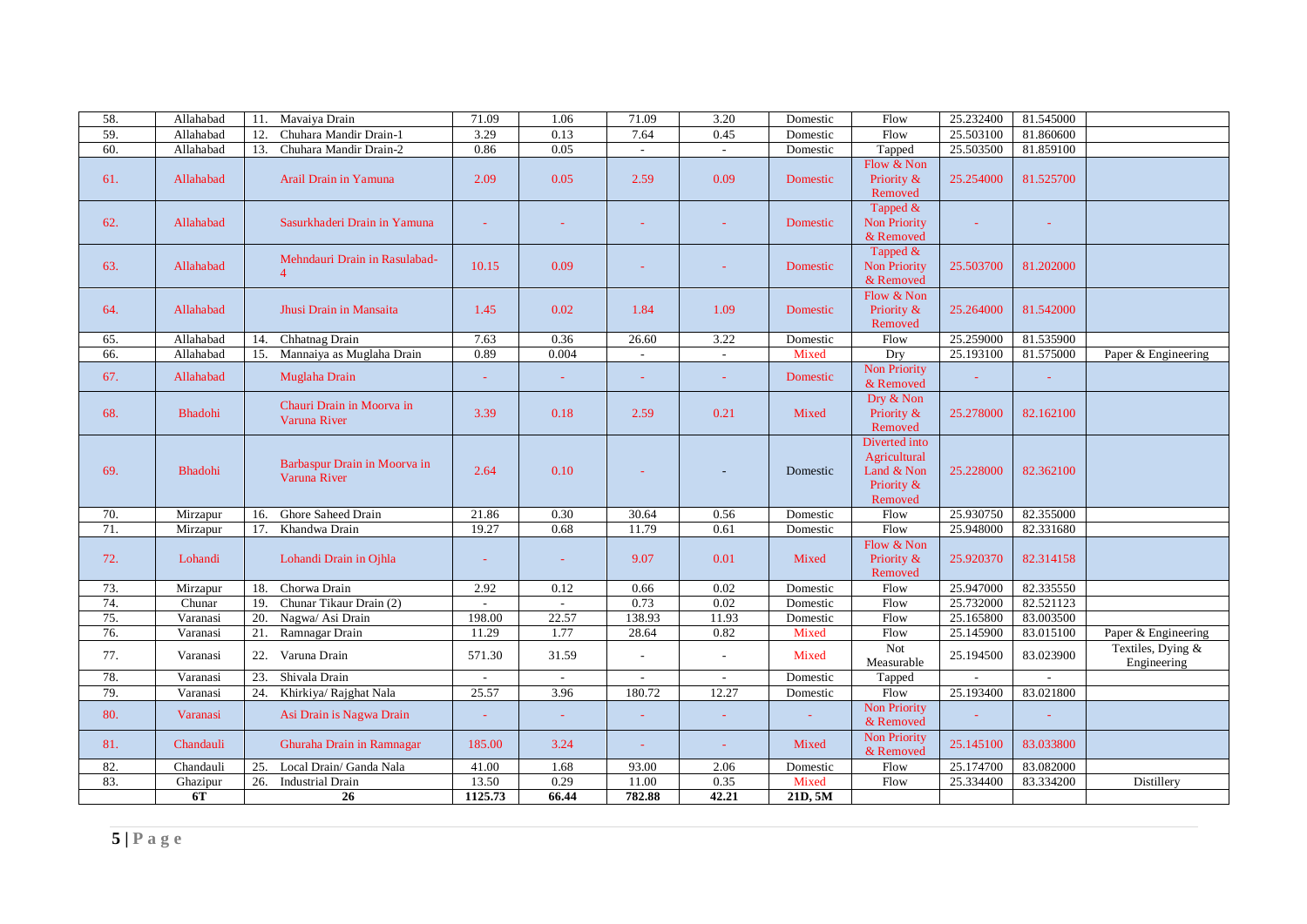| 58. | Allahabad | 11. Mavaiya Drain | 71.09 | 1.06 | 71.09 | 3.20 | Domestic | Flow | 25.232400 | 81.545000 | |
|---|---|---|---|---|---|---|---|---|---|---|---|
| 59. | Allahabad | 12. Chuhara Mandir Drain-1 | 3.29 | 0.13 | 7.64 | 0.45 | Domestic | Flow | 25.503100 | 81.860600 | |
| 60. | Allahabad | 13. Chuhara Mandir Drain-2 | 0.86 | 0.05 | - | - | Domestic | Tapped | 25.503500 | 81.859100 | |
| 61. | Allahabad | Arail Drain in Yamuna | 2.09 | 0.05 | 2.59 | 0.09 | Domestic | Flow & Non Priority & Removed | 25.254000 | 81.525700 | |
| 62. | Allahabad | Sasurkhaderi Drain in Yamuna | - | - | - | - | Domestic | Tapped & Non Priority & Removed | - | - | |
| 63. | Allahabad | Mehndauri Drain in Rasulabad-4 | 10.15 | 0.09 | - | - | Domestic | Tapped & Non Priority & Removed | 25.503700 | 81.202000 | |
| 64. | Allahabad | Jhusi Drain in Mansaita | 1.45 | 0.02 | 1.84 | 1.09 | Domestic | Flow & Non Priority & Removed | 25.264000 | 81.542000 | |
| 65. | Allahabad | 14. Chhatnag Drain | 7.63 | 0.36 | 26.60 | 3.22 | Domestic | Flow | 25.259000 | 81.535900 | |
| 66. | Allahabad | 15. Mannaiya as Muglaha Drain | 0.89 | 0.004 | - | - | Mixed | Dry | 25.193100 | 81.575000 | Paper & Engineering |
| 67. | Allahabad | Muglaha Drain | - | - | - | - | Domestic | Non Priority & Removed | - | - | |
| 68. | Bhadohi | Chauri Drain in Moorva in Varuna River | 3.39 | 0.18 | 2.59 | 0.21 | Mixed | Dry & Non Priority & Removed | 25.278000 | 82.162100 | |
| 69. | Bhadohi | Barbaspur Drain in Moorva in Varuna River | 2.64 | 0.10 | - | - | Domestic | Diverted into Agricultural Land & Non Priority & Removed | 25.228000 | 82.362100 | |
| 70. | Mirzapur | 16. Ghore Saheed Drain | 21.86 | 0.30 | 30.64 | 0.56 | Domestic | Flow | 25.930750 | 82.355000 | |
| 71. | Mirzapur | 17. Khandwa Drain | 19.27 | 0.68 | 11.79 | 0.61 | Domestic | Flow | 25.948000 | 82.331680 | |
| 72. | Lohandi | Lohandi Drain in Ojhla | - | - | 9.07 | 0.01 | Mixed | Flow & Non Priority & Removed | 25.920370 | 82.314158 | |
| 73. | Mirzapur | 18. Chorwa Drain | 2.92 | 0.12 | 0.66 | 0.02 | Domestic | Flow | 25.947000 | 82.335550 | |
| 74. | Chunar | 19. Chunar Tikaur Drain (2) | - | - | 0.73 | 0.02 | Domestic | Flow | 25.732000 | 82.521123 | |
| 75. | Varanasi | 20. Nagwa/ Asi Drain | 198.00 | 22.57 | 138.93 | 11.93 | Domestic | Flow | 25.165800 | 83.003500 | |
| 76. | Varanasi | 21. Ramnagar Drain | 11.29 | 1.77 | 28.64 | 0.82 | Mixed | Flow | 25.145900 | 83.015100 | Paper & Engineering |
| 77. | Varanasi | 22. Varuna Drain | 571.30 | 31.59 | - | - | Mixed | Not Measurable | 25.194500 | 83.023900 | Textiles, Dying & Engineering |
| 78. | Varanasi | 23. Shivala Drain | - | - | - | - | Domestic | Tapped | - | - | |
| 79. | Varanasi | 24. Khirkiya/ Rajghat Nala | 25.57 | 3.96 | 180.72 | 12.27 | Domestic | Flow | 25.193400 | 83.021800 | |
| 80. | Varanasi | Asi Drain is Nagwa Drain | - | - | - | - | - | Non Priority & Removed | - | - | |
| 81. | Chandauli | Ghuraha Drain in Ramnagar | 185.00 | 3.24 | - | - | Mixed | Non Priority & Removed | 25.145100 | 83.033800 | |
| 82. | Chandauli | 25. Local Drain/ Ganda Nala | 41.00 | 1.68 | 93.00 | 2.06 | Domestic | Flow | 25.174700 | 83.082000 | |
| 83. | Ghazipur | 26. Industrial Drain | 13.50 | 0.29 | 11.00 | 0.35 | Mixed | Flow | 25.334400 | 83.334200 | Distillery |
| | **6T** | **26** | **1125.73** | **66.44** | **782.88** | **42.21** | **21D, 5M** | | | | |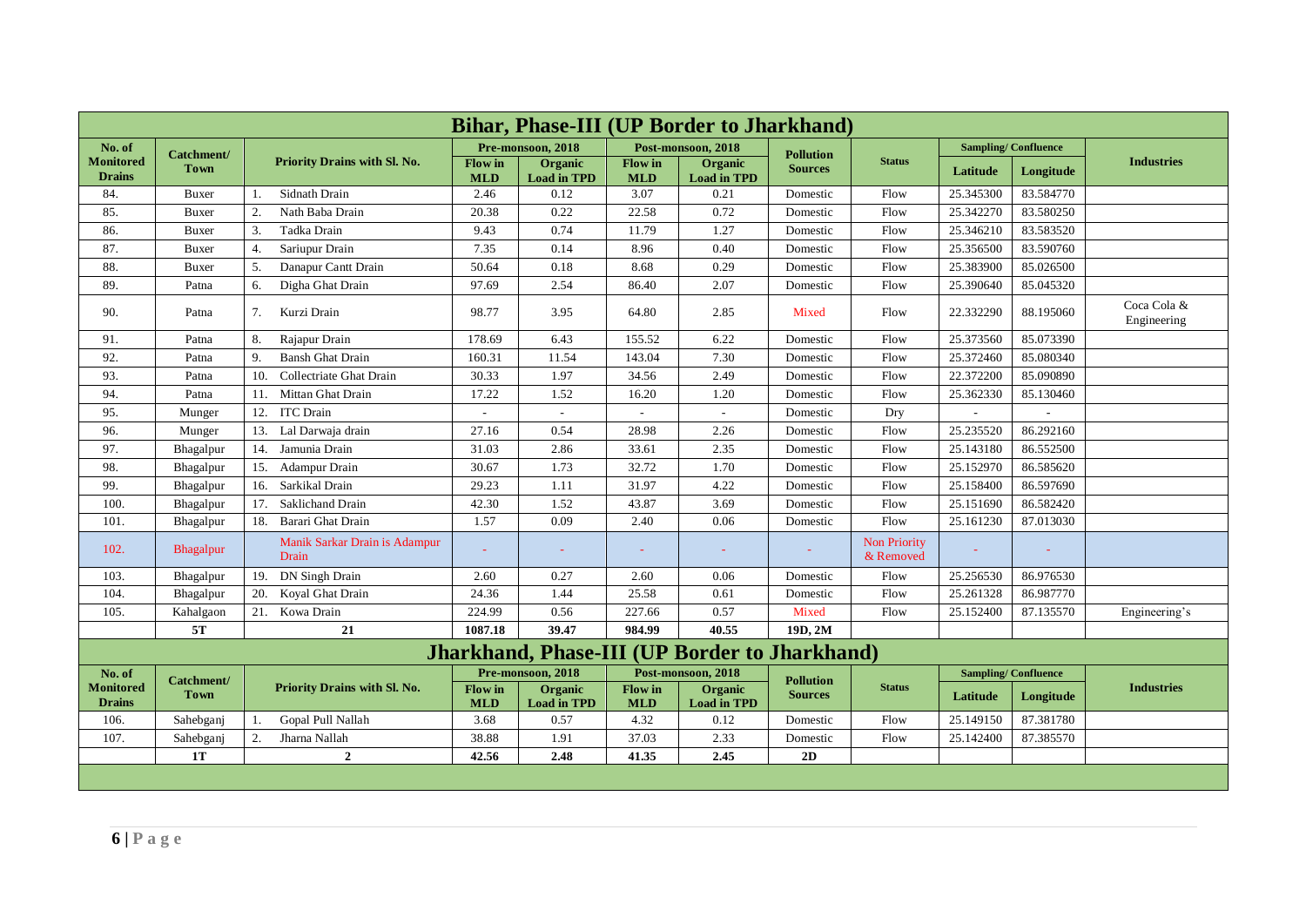## Bihar, Phase-III (UP Border to Jharkhand)

| No. of Monitored Drains | Catchment/ Town | Priority Drains with Sl. No. | Pre-monsoon, 2018 | | Post-monsoon, 2018 | | Pollution Sources | Status | Sampling/ Confluence | | Industries |
|---|---|---|---|---|---|---|---|---|---|---|---|
| | | | Flow in MLD | Organic Load in TPD | Flow in MLD | Organic Load in TPD | | | Latitude | Longitude | |
| 84. | Buxer | 1. Sidnath Drain | 2.46 | 0.12 | 3.07 | 0.21 | Domestic | Flow | 25.345300 | 83.584770 | |
| 85. | Buxer | 2. Nath Baba Drain | 20.38 | 0.22 | 22.58 | 0.72 | Domestic | Flow | 25.342270 | 83.580250 | |
| 86. | Buxer | 3. Tadka Drain | 9.43 | 0.74 | 11.79 | 1.27 | Domestic | Flow | 25.346210 | 83.583520 | |
| 87. | Buxer | 4. Sariupur Drain | 7.35 | 0.14 | 8.96 | 0.40 | Domestic | Flow | 25.356500 | 83.590760 | |
| 88. | Buxer | 5. Danapur Cantt Drain | 50.64 | 0.18 | 8.68 | 0.29 | Domestic | Flow | 25.383900 | 85.026500 | |
| 89. | Patna | 6. Digha Ghat Drain | 97.69 | 2.54 | 86.40 | 2.07 | Domestic | Flow | 25.390640 | 85.045320 | |
| 90. | Patna | 7. Kurzi Drain | 98.77 | 3.95 | 64.80 | 2.85 | Mixed | Flow | 22.332290 | 88.195060 | Coca Cola & Engineering |
| 91. | Patna | 8. Rajapur Drain | 178.69 | 6.43 | 155.52 | 6.22 | Domestic | Flow | 25.373560 | 85.073390 | |
| 92. | Patna | 9. Bansh Ghat Drain | 160.31 | 11.54 | 143.04 | 7.30 | Domestic | Flow | 25.372460 | 85.080340 | |
| 93. | Patna | 10. Collectriate Ghat Drain | 30.33 | 1.97 | 34.56 | 2.49 | Domestic | Flow | 22.372200 | 85.090890 | |
| 94. | Patna | 11. Mittan Ghat Drain | 17.22 | 1.52 | 16.20 | 1.20 | Domestic | Flow | 25.362330 | 85.130460 | |
| 95. | Munger | 12. ITC Drain | - | - | - | - | Domestic | Dry | - | - | |
| 96. | Munger | 13. Lal Darwaja drain | 27.16 | 0.54 | 28.98 | 2.26 | Domestic | Flow | 25.235520 | 86.292160 | |
| 97. | Bhagalpur | 14. Jamunia Drain | 31.03 | 2.86 | 33.61 | 2.35 | Domestic | Flow | 25.143180 | 86.552500 | |
| 98. | Bhagalpur | 15. Adampur Drain | 30.67 | 1.73 | 32.72 | 1.70 | Domestic | Flow | 25.152970 | 86.585620 | |
| 99. | Bhagalpur | 16. Sarkikal Drain | 29.23 | 1.11 | 31.97 | 4.22 | Domestic | Flow | 25.158400 | 86.597690 | |
| 100. | Bhagalpur | 17. Saklichand Drain | 42.30 | 1.52 | 43.87 | 3.69 | Domestic | Flow | 25.151690 | 86.582420 | |
| 101. | Bhagalpur | 18. Barari Ghat Drain | 1.57 | 0.09 | 2.40 | 0.06 | Domestic | Flow | 25.161230 | 87.013030 | |
| 102. | Bhagalpur | Manik Sarkar Drain is Adampur Drain | - | - | - | - | - | Non Priority & Removed | - | - | |
| 103. | Bhagalpur | 19. DN Singh Drain | 2.60 | 0.27 | 2.60 | 0.06 | Domestic | Flow | 25.256530 | 86.976530 | |
| 104. | Bhagalpur | 20. Koyal Ghat Drain | 24.36 | 1.44 | 25.58 | 0.61 | Domestic | Flow | 25.261328 | 86.987770 | |
| 105. | Kahalgaon | 21. Kowa Drain | 224.99 | 0.56 | 227.66 | 0.57 | Mixed | Flow | 25.152400 | 87.135570 | Engineering's |
| | **5T** | **21** | **1087.18** | **39.47** | **984.99** | **40.55** | **19D, 2M** | | | | |

## Jharkhand, Phase-III (UP Border to Jharkhand)

| No. of Monitored Drains | Catchment/ Town | Priority Drains with Sl. No. | Pre-monsoon, 2018 | | Post-monsoon, 2018 | | Pollution Sources | Status | Sampling/ Confluence | | Industries |
|---|---|---|---|---|---|---|---|---|---|---|---|
| | | | Flow in MLD | Organic Load in TPD | Flow in MLD | Organic Load in TPD | | | Latitude | Longitude | |
| 106. | Sahebganj | 1. Gopal Pull Nallah | 3.68 | 0.57 | 4.32 | 0.12 | Domestic | Flow | 25.149150 | 87.381780 | |
| 107. | Sahebganj | 2. Jharna Nallah | 38.88 | 1.91 | 37.03 | 2.33 | Domestic | Flow | 25.142400 | 87.385570 | |
| | **1T** | **2** | **42.56** | **2.48** | **41.35** | **2.45** | **2D** | | | | |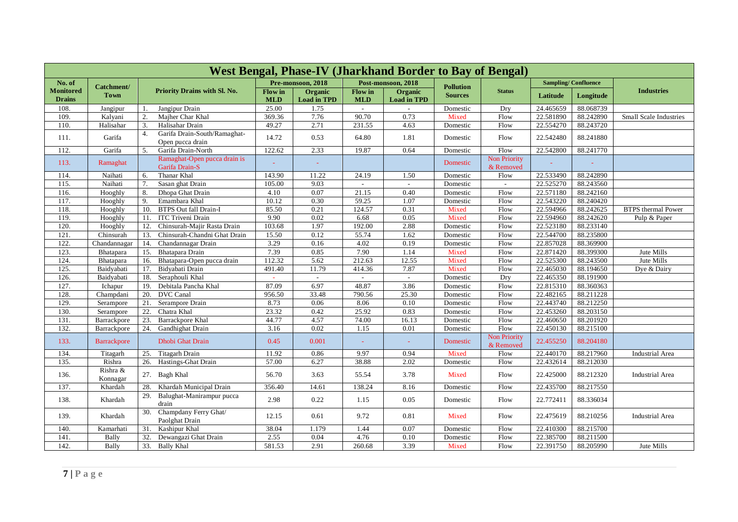| West Bengal, Phase-IV (Jharkhand Border to Bay of Bengal) | | | | | | | | | | | |
|---|---|---|---|---|---|---|---|---|---|---|---|
| No. of Monitored Drains | Catchment/ Town | Priority Drains with Sl. No. | Pre-monsoon, 2018 | | Post-monsoon, 2018 | | Pollution Sources | Status | Sampling/ Confluence | | Industries |
| | | | Flow in MLD | Organic Load in TPD | Flow in MLD | Organic Load in TPD | | | Latitude | Longitude | |
| 108. | Jangipur | 1. Jangipur Drain | 25.00 | 1.75 | - | - | Domestic | Dry | 24.465659 | 88.068739 | |
| 109. | Kalyani | 2. Majher Char Khal | 369.36 | 7.76 | 90.70 | 0.73 | Mixed | Flow | 22.581890 | 88.242890 | Small Scale Industries |
| 110. | Halisahar | 3. Halisahar Drain | 49.27 | 2.71 | 231.55 | 4.63 | Domestic | Flow | 22.554270 | 88.243720 | |
| 111. | Garifa | 4. Garifa Drain-South/Ramaghat-Open pucca drain | 14.72 | 0.53 | 64.80 | 1.81 | Domestic | Flow | 22.542480 | 88.241880 | |
| 112. | Garifa | 5. Garifa Drain-North | 122.62 | 2.33 | 19.87 | 0.64 | Domestic | Flow | 22.542800 | 88.241770 | |
| 113. | Ramaghat | Ramaghat-Open pucca drain is Garifa Drain-S | - | - | | | Domestic | Non Priority & Removed | - | - | |
| 114. | Naihati | 6. Thanar Khal | 143.90 | 11.22 | 24.19 | 1.50 | Domestic | Flow | 22.533490 | 88.242890 | |
| 115. | Naihati | 7. Sasan ghat Drain | 105.00 | 9.03 | - | - | Domestic | - | 22.525270 | 88.243560 | |
| 116. | Hooghly | 8. Dhopa Ghat Drain | 4.10 | 0.07 | 21.15 | 0.40 | Domestic | Flow | 22.571180 | 88.242160 | |
| 117. | Hooghly | 9. Emambara Khal | 10.12 | 0.30 | 59.25 | 1.07 | Domestic | Flow | 22.543220 | 88.240420 | |
| 118. | Hooghly | 10. BTPS Out fall Drain-I | 85.50 | 0.21 | 124.57 | 0.31 | Mixed | Flow | 22.594966 | 88.242625 | BTPS thermal Power |
| 119. | Hooghly | 11. ITC Triveni Drain | 9.90 | 0.02 | 6.68 | 0.05 | Mixed | Flow | 22.594960 | 88.242620 | Pulp & Paper |
| 120. | Hooghly | 12. Chinsurah-Majir Rasta Drain | 103.68 | 1.97 | 192.00 | 2.88 | Domestic | Flow | 22.523180 | 88.233140 | |
| 121. | Chinsurah | 13. Chinsurah-Chandni Ghat Drain | 15.50 | 0.12 | 55.74 | 1.62 | Domestic | Flow | 22.544700 | 88.235800 | |
| 122. | Chandannagar | 14. Chandannagar Drain | 3.29 | 0.16 | 4.02 | 0.19 | Domestic | Flow | 22.857028 | 88.369900 | |
| 123. | Bhatapara | 15. Bhatapara Drain | 7.39 | 0.85 | 7.90 | 1.14 | Mixed | Flow | 22.871420 | 88.399300 | Jute Mills |
| 124. | Bhatapara | 16. Bhatapara-Open pucca drain | 112.32 | 5.62 | 212.63 | 12.55 | Mixed | Flow | 22.525300 | 88.243500 | Jute Mills |
| 125. | Baidyabati | 17. Bidyabati Drain | 491.40 | 11.79 | 414.36 | 7.87 | Mixed | Flow | 22.465030 | 88.194650 | Dye & Dairy |
| 126. | Baidyabati | 18. Seraphouli Khal | - | - | - | - | Domestic | Dry | 22.465350 | 88.191900 | |
| 127. | Ichapur | 19. Debitala Pancha Khal | 87.09 | 6.97 | 48.87 | 3.86 | Domestic | Flow | 22.815310 | 88.360363 | |
| 128. | Champdani | 20. DVC Canal | 956.50 | 33.48 | 790.56 | 25.30 | Domestic | Flow | 22.482165 | 88.211228 | |
| 129. | Serampore | 21. Serampore Drain | 8.73 | 0.06 | 8.06 | 0.10 | Domestic | Flow | 22.443740 | 88.212250 | |
| 130. | Serampore | 22. Chatra Khal | 23.32 | 0.42 | 25.92 | 0.83 | Domestic | Flow | 22.453260 | 88.203150 | |
| 131. | Barrackpore | 23. Barrackpore Khal | 44.77 | 4.57 | 74.00 | 16.13 | Domestic | Flow | 22.460650 | 88.201920 | |
| 132. | Barrackpore | 24. Gandhighat Drain | 3.16 | 0.02 | 1.15 | 0.01 | Domestic | Flow | 22.450130 | 88.215100 | |
| 133. | Barrackpore | Dhobi Ghat Drain | 0.45 | 0.001 | - | - | Domestic | Non Priority & Removed | 22.455250 | 88.204180 | |
| 134. | Titagarh | 25. Titagarh Drain | 11.92 | 0.86 | 9.97 | 0.94 | Mixed | Flow | 22.440170 | 88.217960 | Industrial Area |
| 135. | Rishra | 26. Hastings-Ghat Drain | 57.00 | 6.27 | 38.88 | 2.02 | Domestic | Flow | 22.432614 | 88.212030 | |
| 136. | Rishra & Konnagar | 27. Bagh Khal | 56.70 | 3.63 | 55.54 | 3.78 | Mixed | Flow | 22.425000 | 88.212320 | Industrial Area |
| 137. | Khardah | 28. Khardah Municipal Drain | 356.40 | 14.61 | 138.24 | 8.16 | Domestic | Flow | 22.435700 | 88.217550 | |
| 138. | Khardah | 29. Balughat-Manirampur pucca drain | 2.98 | 0.22 | 1.15 | 0.05 | Domestic | Flow | 22.772411 | 88.336034 | |
| 139. | Khardah | 30. Champdany Ferry Ghat/ Paolghat Drain | 12.15 | 0.61 | 9.72 | 0.81 | Mixed | Flow | 22.475619 | 88.210256 | Industrial Area |
| 140. | Kamarhati | 31. Kashipur Khal | 38.04 | 1.179 | 1.44 | 0.07 | Domestic | Flow | 22.410300 | 88.215700 | |
| 141. | Bally | 32. Dewangazi Ghat Drain | 2.55 | 0.04 | 4.76 | 0.10 | Domestic | Flow | 22.385700 | 88.211500 | |
| 142. | Bally | 33. Bally Khal | 581.53 | 2.91 | 260.68 | 3.39 | Mixed | Flow | 22.391750 | 88.205990 | Jute Mills |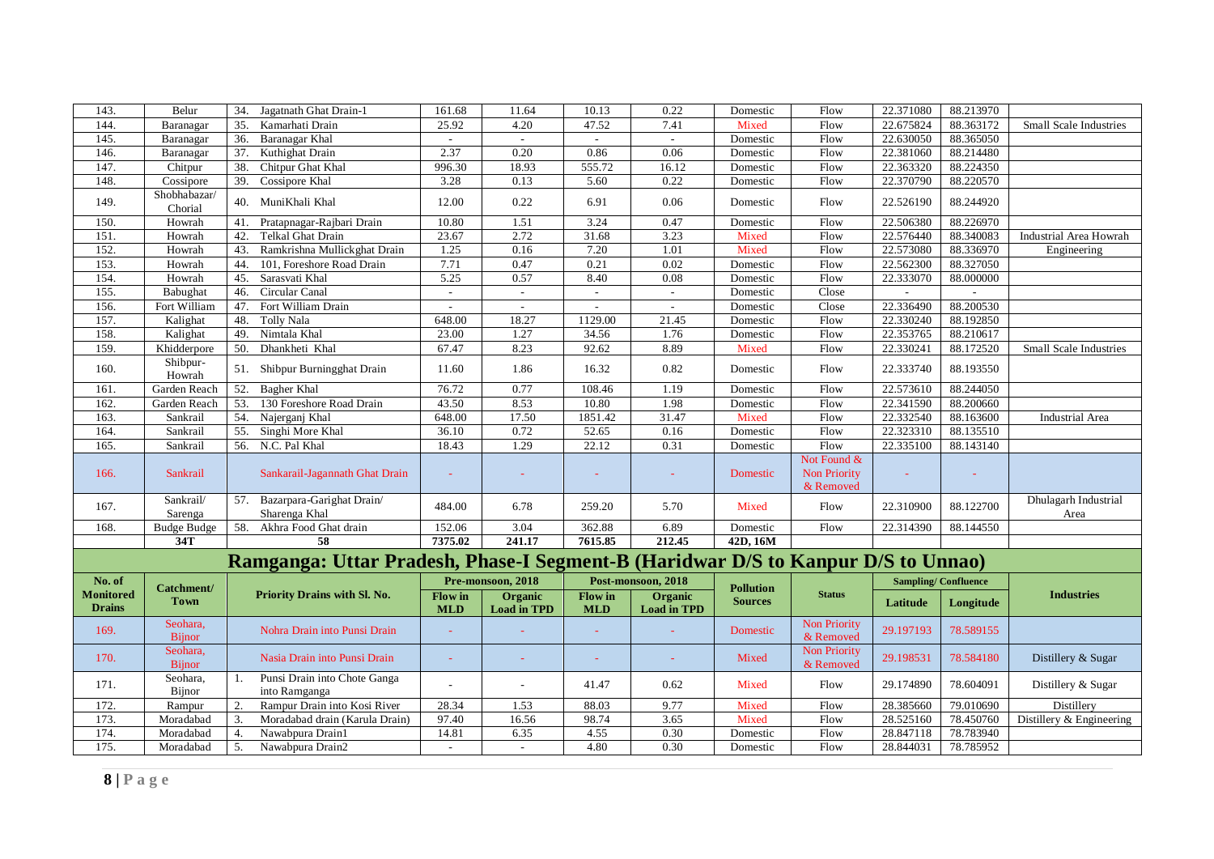| 143. | Belur | 34. Jagatnath Ghat Drain-1 | 161.68 | 11.64 | 10.13 | 0.22 | Domestic | Flow | 22.371080 | 88.213970 | |
|---|---|---|---|---|---|---|---|---|---|---|---|
| 144. | Baranagar | 35. Kamarhati Drain | 25.92 | 4.20 | 47.52 | 7.41 | Mixed | Flow | 22.675824 | 88.363172 | Small Scale Industries |
| 145. | Baranagar | 36. Baranagar Khal | - | - | - | - | Domestic | Flow | 22.630050 | 88.365050 | |
| 146. | Baranagar | 37. Kuthighat Drain | 2.37 | 0.20 | 0.86 | 0.06 | Domestic | Flow | 22.381060 | 88.214480 | |
| 147. | Chitpur | 38. Chitpur Ghat Khal | 996.30 | 18.93 | 555.72 | 16.12 | Domestic | Flow | 22.363320 | 88.224350 | |
| 148. | Cossipore | 39. Cossipore Khal | 3.28 | 0.13 | 5.60 | 0.22 | Domestic | Flow | 22.370790 | 88.220570 | |
| 149. | Shobhabazar/ Chorial | 40. MuniKhali Khal | 12.00 | 0.22 | 6.91 | 0.06 | Domestic | Flow | 22.526190 | 88.244920 | |
| 150. | Howrah | 41. Pratapnagar-Rajbari Drain | 10.80 | 1.51 | 3.24 | 0.47 | Domestic | Flow | 22.506380 | 88.226970 | |
| 151. | Howrah | 42. Telkal Ghat Drain | 23.67 | 2.72 | 31.68 | 3.23 | Mixed | Flow | 22.576440 | 88.340083 | Industrial Area Howrah |
| 152. | Howrah | 43. Ramkrishna Mullickghat Drain | 1.25 | 0.16 | 7.20 | 1.01 | Mixed | Flow | 22.573080 | 88.336970 | Engineering |
| 153. | Howrah | 44. 101, Foreshore Road Drain | 7.71 | 0.47 | 0.21 | 0.02 | Domestic | Flow | 22.562300 | 88.327050 | |
| 154. | Howrah | 45. Sarasvati Khal | 5.25 | 0.57 | 8.40 | 0.08 | Domestic | Flow | 22.333070 | 88.000000 | |
| 155. | Babughat | 46. Circular Canal | - | - | - | - | Domestic | Close | - | - | |
| 156. | Fort William | 47. Fort William Drain | - | - | - | - | Domestic | Close | 22.336490 | 88.200530 | |
| 157. | Kalighat | 48. Tolly Nala | 648.00 | 18.27 | 1129.00 | 21.45 | Domestic | Flow | 22.330240 | 88.192850 | |
| 158. | Kalighat | 49. Nimtala Khal | 23.00 | 1.27 | 34.56 | 1.76 | Domestic | Flow | 22.353765 | 88.210617 | |
| 159. | Khidderpore | 50. Dhankheti Khal | 67.47 | 8.23 | 92.62 | 8.89 | Mixed | Flow | 22.330241 | 88.172520 | Small Scale Industries |
| 160. | Shibpur-Howrah | 51. Shibpur Burningghat Drain | 11.60 | 1.86 | 16.32 | 0.82 | Domestic | Flow | 22.333740 | 88.193550 | |
| 161. | Garden Reach | 52. Bagher Khal | 76.72 | 0.77 | 108.46 | 1.19 | Domestic | Flow | 22.573610 | 88.244050 | |
| 162. | Garden Reach | 53. 130 Foreshore Road Drain | 43.50 | 8.53 | 10.80 | 1.98 | Domestic | Flow | 22.341590 | 88.200660 | |
| 163. | Sankrail | 54. Najerganj Khal | 648.00 | 17.50 | 1851.42 | 31.47 | Mixed | Flow | 22.332540 | 88.163600 | Industrial Area |
| 164. | Sankrail | 55. Singhi More Khal | 36.10 | 0.72 | 52.65 | 0.16 | Domestic | Flow | 22.323310 | 88.135510 | |
| 165. | Sankrail | 56. N.C. Pal Khal | 18.43 | 1.29 | 22.12 | 0.31 | Domestic | Flow | 22.335100 | 88.143140 | |
| 166. | Sankrail | Sankarail-Jagannath Ghat Drain | - | - | - | - | Domestic | Not Found & Non Priority & Removed | - | - | |
| 167. | Sankrail/ Sarenga | 57. Bazarpara-Garighat Drain/ Sharenga Khal | 484.00 | 6.78 | 259.20 | 5.70 | Mixed | Flow | 22.310900 | 88.122700 | Dhulagarh Industrial Area |
| 168. | Budge Budge | 58. Akhra Food Ghat drain | 152.06 | 3.04 | 362.88 | 6.89 | Domestic | Flow | 22.314390 | 88.144550 | |
| | **34T** | **58** | **7375.02** | **241.17** | **7615.85** | **212.45** | **42D, 16M** | | | | |

## Ramganga: Uttar Pradesh, Phase-I Segment-B (Haridwar D/S to Kanpur D/S to Unnao)

| No. of Monitored Drains | Catchment/ Town | Priority Drains with Sl. No. | Pre-monsoon, 2018 | | Post-monsoon, 2018 | | Pollution Sources | Status | Sampling/ Confluence | | Industries |
|---|---|---|---|---|---|---|---|---|---|---|---|
| | | | Flow in MLD | Organic Load in TPD | Flow in MLD | Organic Load in TPD | | | Latitude | Longitude | |
| 169. | Seohara, Bijnor | Nohra Drain into Punsi Drain | - | - | - | - | Domestic | Non Priority & Removed | 29.197193 | 78.589155 | |
| 170. | Seohara, Bijnor | Nasia Drain into Punsi Drain | - | - | - | - | Mixed | Non Priority & Removed | 29.198531 | 78.584180 | Distillery & Sugar |
| 171. | Seohara, Bijnor | 1. Punsi Drain into Chote Ganga into Ramganga | - | - | 41.47 | 0.62 | Mixed | Flow | 29.174890 | 78.604091 | Distillery & Sugar |
| 172. | Rampur | 2. Rampur Drain into Kosi River | 28.34 | 1.53 | 88.03 | 9.77 | Mixed | Flow | 28.385660 | 79.010690 | Distillery |
| 173. | Moradabad | 3. Moradabad drain (Karula Drain) | 97.40 | 16.56 | 98.74 | 3.65 | Mixed | Flow | 28.525160 | 78.450760 | Distillery & Engineering |
| 174. | Moradabad | 4. Nawabpura Drain1 | 14.81 | 6.35 | 4.55 | 0.30 | Domestic | Flow | 28.847118 | 78.783940 | |
| 175. | Moradabad | 5. Nawabpura Drain2 | - | - | 4.80 | 0.30 | Domestic | Flow | 28.844031 | 78.785952 | |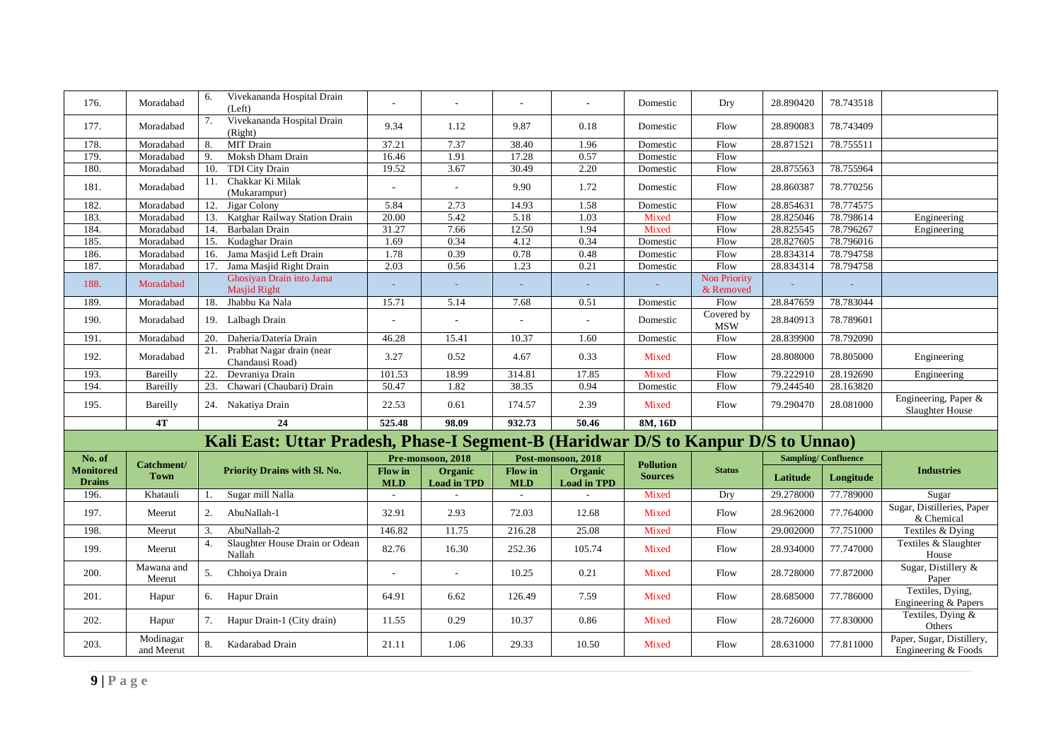| 176. | Moradabad | 6. Vivekananda Hospital Drain (Left) | - | - | - | - | Domestic | Dry | 28.890420 | 78.743518 | |
|---|---|---|---|---|---|---|---|---|---|---|---|
| 177. | Moradabad | 7. Vivekananda Hospital Drain (Right) | 9.34 | 1.12 | 9.87 | 0.18 | Domestic | Flow | 28.890083 | 78.743409 | |
| 178. | Moradabad | 8. MIT Drain | 37.21 | 7.37 | 38.40 | 1.96 | Domestic | Flow | 28.871521 | 78.755511 | |
| 179. | Moradabad | 9. Moksh Dham Drain | 16.46 | 1.91 | 17.28 | 0.57 | Domestic | Flow | | | |
| 180. | Moradabad | 10. TDI City Drain | 19.52 | 3.67 | 30.49 | 2.20 | Domestic | Flow | 28.875563 | 78.755964 | |
| 181. | Moradabad | 11. Chakkar Ki Milak (Mukarampur) | - | - | 9.90 | 1.72 | Domestic | Flow | 28.860387 | 78.770256 | |
| 182. | Moradabad | 12. Jigar Colony | 5.84 | 2.73 | 14.93 | 1.58 | Domestic | Flow | 28.854631 | 78.774575 | |
| 183. | Moradabad | 13. Katghar Railway Station Drain | 20.00 | 5.42 | 5.18 | 1.03 | Mixed | Flow | 28.825046 | 78.798614 | Engineering |
| 184. | Moradabad | 14. Barbalan Drain | 31.27 | 7.66 | 12.50 | 1.94 | Mixed | Flow | 28.825545 | 78.796267 | Engineering |
| 185. | Moradabad | 15. Kudaghar Drain | 1.69 | 0.34 | 4.12 | 0.34 | Domestic | Flow | 28.827605 | 78.796016 | |
| 186. | Moradabad | 16. Jama Masjid Left Drain | 1.78 | 0.39 | 0.78 | 0.48 | Domestic | Flow | 28.834314 | 78.794758 | |
| 187. | Moradabad | 17. Jama Masjid Right Drain | 2.03 | 0.56 | 1.23 | 0.21 | Domestic | Flow | 28.834314 | 78.794758 | |
| 188. | Moradabad | Ghosiyan Drain into Jama Masjid Right | - | - | - | - | - | Non Priority & Removed | - | - | |
| 189. | Moradabad | 18. Jhabbu Ka Nala | 15.71 | 5.14 | 7.68 | 0.51 | Domestic | Flow | 28.847659 | 78.783044 | |
| 190. | Moradabad | 19. Lalbagh Drain | - | - | - | - | Domestic | Covered by MSW | 28.840913 | 78.789601 | |
| 191. | Moradabad | 20. Daheria/Dateria Drain | 46.28 | 15.41 | 10.37 | 1.60 | Domestic | Flow | 28.839900 | 78.792090 | |
| 192. | Moradabad | 21. Prabhat Nagar drain (near Chandausi Road) | 3.27 | 0.52 | 4.67 | 0.33 | Mixed | Flow | 28.808000 | 78.805000 | Engineering |
| 193. | Bareilly | 22. Devraniya Drain | 101.53 | 18.99 | 314.81 | 17.85 | Mixed | Flow | 79.222910 | 28.192690 | Engineering |
| 194. | Bareilly | 23. Chawari (Chaubari) Drain | 50.47 | 1.82 | 38.35 | 0.94 | Domestic | Flow | 79.244540 | 28.163820 | |
| 195. | Bareilly | 24. Nakatiya Drain | 22.53 | 0.61 | 174.57 | 2.39 | Mixed | Flow | 79.290470 | 28.081000 | Engineering, Paper & Slaughter House |
| | **4T** | **24** | **525.48** | **98.09** | **932.73** | **50.46** | **8M, 16D** | | | | |

## Kali East: Uttar Pradesh, Phase-I Segment-B (Haridwar D/S to Kanpur D/S to Unnao)

| No. of Monitored Drains | Catchment/ Town | Priority Drains with Sl. No. | Pre-monsoon, 2018 | | Post-monsoon, 2018 | | Pollution Sources | Status | Sampling/ Confluence | | Industries |
|---|---|---|---|---|---|---|---|---|---|---|---|
| | | | Flow in MLD | Organic Load in TPD | Flow in MLD | Organic Load in TPD | | | Latitude | Longitude | |
| 196. | Khatauli | 1. Sugar mill Nalla | - | - | - | - | Mixed | Dry | 29.278000 | 77.789000 | Sugar |
| 197. | Meerut | 2. AbuNallah-1 | 32.91 | 2.93 | 72.03 | 12.68 | Mixed | Flow | 28.962000 | 77.764000 | Sugar, Distilleries, Paper & Chemical |
| 198. | Meerut | 3. AbuNallah-2 | 146.82 | 11.75 | 216.28 | 25.08 | Mixed | Flow | 29.002000 | 77.751000 | Textiles & Dying |
| 199. | Meerut | 4. Slaughter House Drain or Odean Nallah | 82.76 | 16.30 | 252.36 | 105.74 | Mixed | Flow | 28.934000 | 77.747000 | Textiles & Slaughter House |
| 200. | Mawana and Meerut | 5. Chhoiya Drain | - | - | 10.25 | 0.21 | Mixed | Flow | 28.728000 | 77.872000 | Sugar, Distillery & Paper |
| 201. | Hapur | 6. Hapur Drain | 64.91 | 6.62 | 126.49 | 7.59 | Mixed | Flow | 28.685000 | 77.786000 | Textiles, Dying, Engineering & Papers |
| 202. | Hapur | 7. Hapur Drain-1 (City drain) | 11.55 | 0.29 | 10.37 | 0.86 | Mixed | Flow | 28.726000 | 77.830000 | Textiles, Dying & Others |
| 203. | Modinagar and Meerut | 8. Kadarabad Drain | 21.11 | 1.06 | 29.33 | 10.50 | Mixed | Flow | 28.631000 | 77.811000 | Paper, Sugar, Distillery, Engineering & Foods |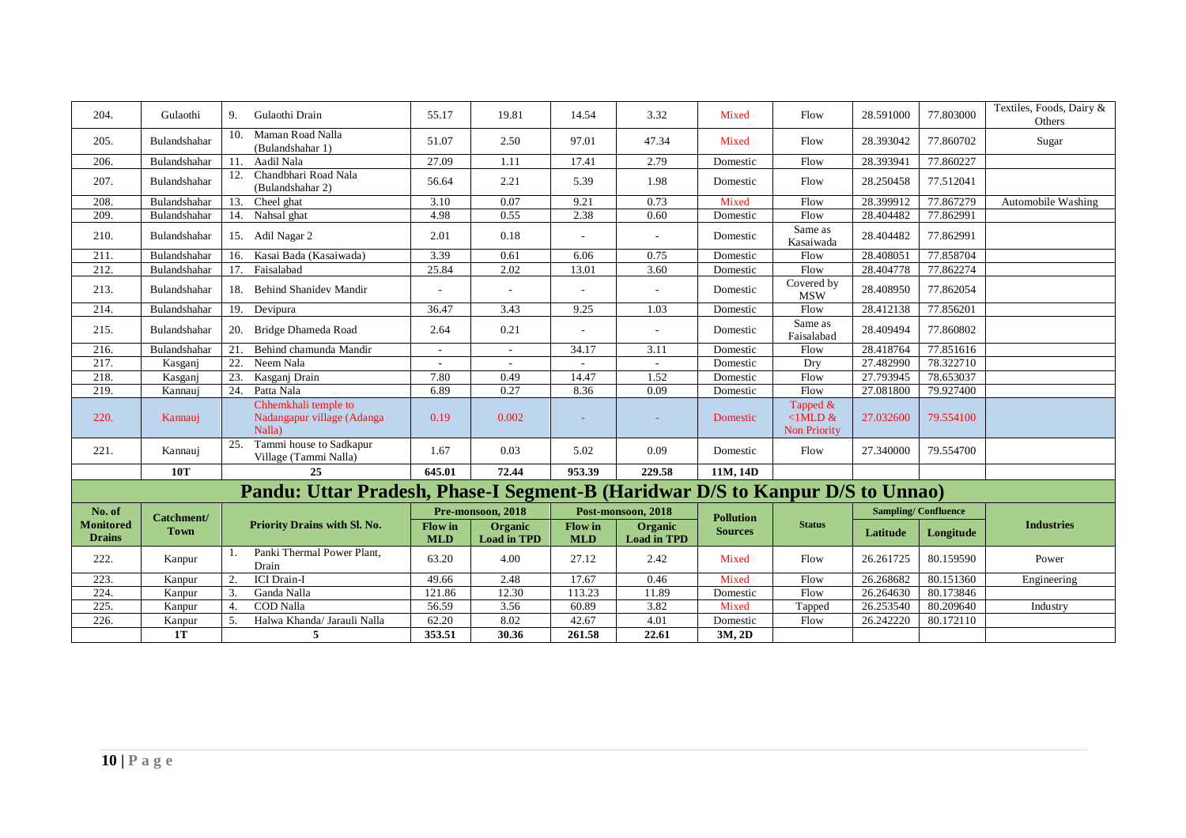| | | | | | | | | | | | |
|---|---|---|---|---|---|---|---|---|---|---|---|
| 204. | Gulaothi | 9. Gulaothi Drain | 55.17 | 19.81 | 14.54 | 3.32 | Mixed | Flow | 28.591000 | 77.803000 | Textiles, Foods, Dairy & Others |
| 205. | Bulandshahar | 10. Maman Road Nalla (Bulandshahar 1) | 51.07 | 2.50 | 97.01 | 47.34 | Mixed | Flow | 28.393042 | 77.860702 | Sugar |
| 206. | Bulandshahar | 11. Aadil Nala | 27.09 | 1.11 | 17.41 | 2.79 | Domestic | Flow | 28.393941 | 77.860227 | |
| 207. | Bulandshahar | 12. Chandbhari Road Nala (Bulandshahar 2) | 56.64 | 2.21 | 5.39 | 1.98 | Domestic | Flow | 28.250458 | 77.512041 | |
| 208. | Bulandshahar | 13. Cheel ghat | 3.10 | 0.07 | 9.21 | 0.73 | Mixed | Flow | 28.399912 | 77.867279 | Automobile Washing |
| 209. | Bulandshahar | 14. Nahsal ghat | 4.98 | 0.55 | 2.38 | 0.60 | Domestic | Flow | 28.404482 | 77.862991 | |
| 210. | Bulandshahar | 15. Adil Nagar 2 | 2.01 | 0.18 | - | - | Domestic | Same as Kasaiwada | 28.404482 | 77.862991 | |
| 211. | Bulandshahar | 16. Kasai Bada (Kasaiwada) | 3.39 | 0.61 | 6.06 | 0.75 | Domestic | Flow | 28.408051 | 77.858704 | |
| 212. | Bulandshahar | 17. Faisalabad | 25.84 | 2.02 | 13.01 | 3.60 | Domestic | Flow | 28.404778 | 77.862274 | |
| 213. | Bulandshahar | 18. Behind Shanidev Mandir | - | - | - | - | Domestic | Covered by MSW | 28.408950 | 77.862054 | |
| 214. | Bulandshahar | 19. Devipura | 36.47 | 3.43 | 9.25 | 1.03 | Domestic | Flow | 28.412138 | 77.856201 | |
| 215. | Bulandshahar | 20. Bridge Dhameda Road | 2.64 | 0.21 | - | - | Domestic | Same as Faisalabad | 28.409494 | 77.860802 | |
| 216. | Bulandshahar | 21. Behind chamunda Mandir | - | - | 34.17 | 3.11 | Domestic | Flow | 28.418764 | 77.851616 | |
| 217. | Kasganj | 22. Neem Nala | - | - | - | - | Domestic | Dry | 27.482990 | 78.322710 | |
| 218. | Kasganj | 23. Kasganj Drain | 7.80 | 0.49 | 14.47 | 1.52 | Domestic | Flow | 27.793945 | 78.653037 | |
| 219. | Kannauj | 24. Patta Nala | 6.89 | 0.27 | 8.36 | 0.09 | Domestic | Flow | 27.081800 | 79.927400 | |
| 220. | Kannauj | Chhemkhali temple to Nadangapur village (Adanga Nalla) | 0.19 | 0.002 | - | - | Domestic | Tapped & <1MLD & Non Priority | 27.032600 | 79.554100 | |
| 221. | Kannauj | 25. Tammi house to Sadkapur Village (Tammi Nalla) | 1.67 | 0.03 | 5.02 | 0.09 | Domestic | Flow | 27.340000 | 79.554700 | |
| | **10T** | **25** | **645.01** | **72.44** | **953.39** | **229.58** | **11M, 14D** | | | | |

## Pandu: Uttar Pradesh, Phase-I Segment-B (Haridwar D/S to Kanpur D/S to Unnao)

| No. of Monitored Drains | Catchment/ Town | Priority Drains with Sl. No. | Pre-monsoon, 2018 | | Post-monsoon, 2018 | | Pollution Sources | Status | Sampling/ Confluence | | Industries |
|---|---|---|---|---|---|---|---|---|---|---|---|
| | | | Flow in MLD | Organic Load in TPD | Flow in MLD | Organic Load in TPD | | | Latitude | Longitude | |
| 222. | Kanpur | 1. Panki Thermal Power Plant, Drain | 63.20 | 4.00 | 27.12 | 2.42 | Mixed | Flow | 26.261725 | 80.159590 | Power |
| 223. | Kanpur | 2. ICI Drain-I | 49.66 | 2.48 | 17.67 | 0.46 | Mixed | Flow | 26.268682 | 80.151360 | Engineering |
| 224. | Kanpur | 3. Ganda Nalla | 121.86 | 12.30 | 113.23 | 11.89 | Domestic | Flow | 26.264630 | 80.173846 | |
| 225. | Kanpur | 4. COD Nalla | 56.59 | 3.56 | 60.89 | 3.82 | Mixed | Tapped | 26.253540 | 80.209640 | Industry |
| 226. | Kanpur | 5. Halwa Khanda/ Jarauli Nalla | 62.20 | 8.02 | 42.67 | 4.01 | Domestic | Flow | 26.242220 | 80.172110 | |
| | **1T** | **5** | **353.51** | **30.36** | **261.58** | **22.61** | **3M, 2D** | | | | |